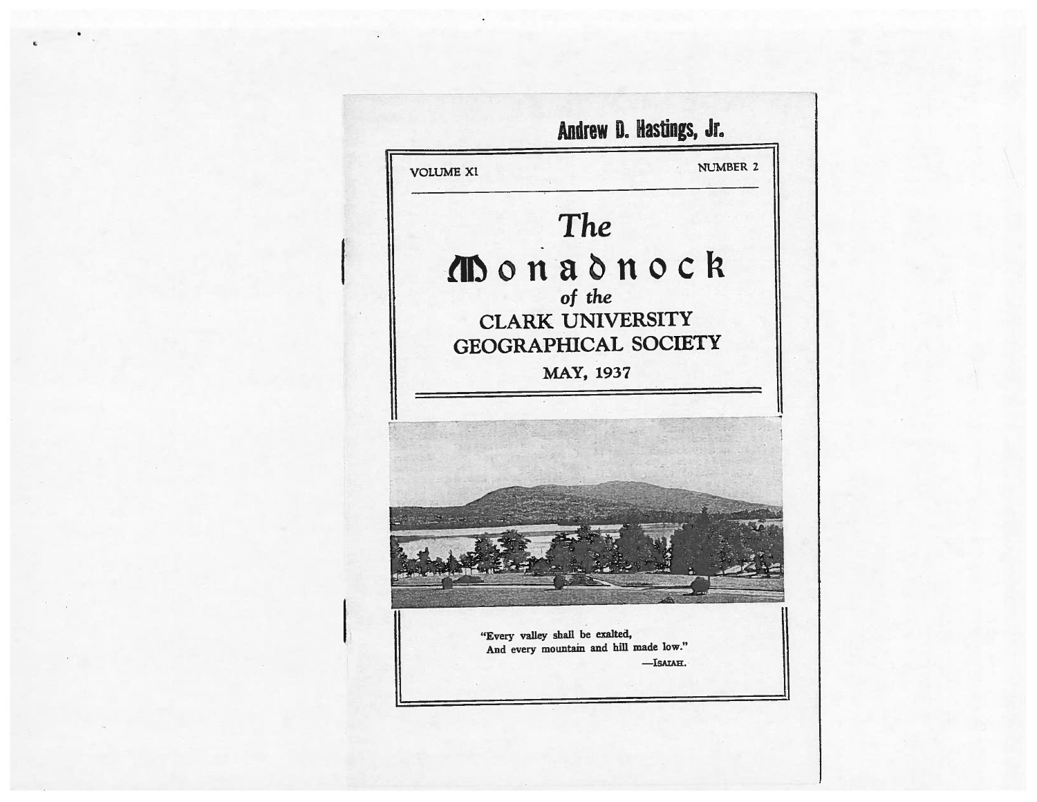Andrew D. Hastings, Jr.

VOLUME XI NUMBER 2

# The Monadnock of the CLARK UNIVERSITY GEOGRAPHICAL SOCIETY

MAY, 1937

"Every valley shall be exalted,
And every mountain and hill made low."
—ISAIAH.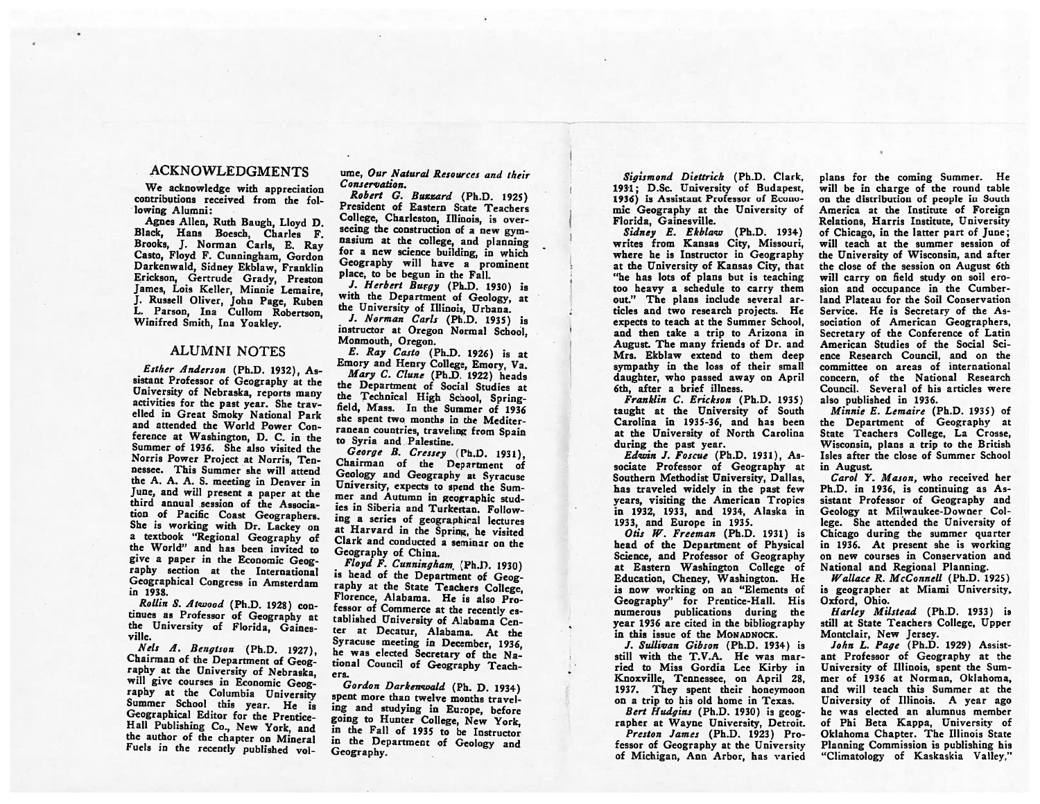## ACKNOWLEDGMENTS

We acknowledge with appreciation contributions received from the following Alumni:

Agnes Allen, Ruth Baugh, Lloyd D. Black, Hans Boesch, Charles F. Brooks, J. Norman Carls, E. Ray Casto, Floyd F. Cunningham, Gordon Darkenwald, Sidney Ekblaw, Franklin Erickson, Gertrude Grady, Preston James, Lois Keller, Minnie Lemaire, J. Russell Oliver, John Page, Ruben L. Parson, Ina Cullom Robertson, Winifred Smith, Ina Yoakley.

## ALUMNI NOTES

*Esther Anderson* (Ph.D. 1932), Assistant Professor of Geography at the University of Nebraska, reports many activities for the past year. She travelled in Great Smoky National Park and attended the World Power Conference at Washington, D. C. in the Summer of 1936. She also visited the Norris Power Project at Norris, Tennessee. This Summer she will attend the A. A. A. S. meeting in Denver in June, and will present a paper at the third annual session of the Association of Pacific Coast Geographers. She is working with Dr. Lackey on a textbook "Regional Geography of the World" and has been invited to give a paper in the Economic Geography section at the International Geographical Congress in Amsterdam in 1938.

*Rollin S. Atwood* (Ph.D. 1928) continues as Professor of Geography at the University of Florida, Gainesville.

*Nels A. Bengtson* (Ph.D. 1927), Chairman of the Department of Geography at the University of Nebraska, will give courses in Economic Geography at the Columbia University Summer School this year. He is Geographical Editor for the Prentice-Hall Publishing Co., New York, and the author of the chapter on Mineral Fuels in the recently published volume, *Our Natural Resources and their Conservation.*

*Robert G. Buzzard* (Ph.D. 1925) President of Eastern State Teachers College, Charleston, Illinois, is overseeing the construction of a new gymnasium at the college, and planning for a new science building, in which Geography will have a prominent place, to be begun in the Fall.

*J. Herbert Burgy* (Ph.D. 1930) is with the Department of Geology, at the University of Illinois, Urbana.

*J. Norman Carls* (Ph.D. 1935) is instructor at Oregon Normal School, Monmouth, Oregon.

*E. Ray Casto* (Ph.D. 1926) is at Emory and Henry College, Emory, Va.

*Mary C. Clune* (Ph.D. 1922) heads the Department of Social Studies at the Technical High School, Springfield, Mass. In the Summer of 1936 she spent two months in the Mediterranean countries, traveling from Spain to Syria and Palestine.

*George B. Cressey* (Ph.D. 1931), Chairman of the Department of Geology and Geography at Syracuse University, expects to spend the Summer and Autumn in geographic studies in Siberia and Turkestan. Following a series of geographical lectures at Harvard in the Spring, he visited Clark and conducted a seminar on the Geography of China.

*Floyd F. Cunningham* (Ph.D. 1930) is head of the Department of Geography at the State Teachers College, Florence, Alabama. He is also Professor of Commerce at the recently established University of Alabama Center at Decatur, Alabama. At the Syracuse meeting in December, 1936, he was elected Secretary of the National Council of Geography Teachers.

*Gordon Darkenwald* (Ph. D. 1934) spent more than twelve months traveling and studying in Europe, before going to Hunter College, New York, in the Fall of 1935 to be Instructor in the Department of Geology and Geography.

*Sigismond Diettrich* (Ph.D. Clark, 1931; D.Sc. University of Budapest, 1936) is Assistant Professor of Economic Geography at the University of Florida, Gainesville.

*Sidney E. Ekblaw* (Ph.D. 1934) writes from Kansas City, Missouri, where he is Instructor in Geography at the University of Kansas City, that "he has lots of plans but is teaching too heavy a schedule to carry them out." The plans include several articles and two research projects. He expects to teach at the Summer School, and then take a trip to Arizona in August. The many friends of Dr. and Mrs. Ekblaw extend to them deep sympathy in the loss of their small daughter, who passed away on April 6th, after a brief illness.

*Franklin C. Erickson* (Ph.D. 1935) taught at the University of South Carolina in 1935-36, and has been at the University of North Carolina during the past year.

*Edwin J. Foscue* (Ph.D. 1931), Associate Professor of Geography at Southern Methodist University, Dallas, has traveled widely in the past few years, visiting the American Tropics in 1932, 1933, and 1934, Alaska in 1933, and Europe in 1935.

*Otis W. Freeman* (Ph.D. 1931) is head of the Department of Physical Science, and Professor of Geography at Eastern Washington College of Education, Cheney, Washington. He is now working on an "Elements of Geography" for Prentice-Hall. His numerous publications during the year 1936 are cited in the bibliography in this issue of the MONADNOCK.

*J. Sullivan Gibson* (Ph.D. 1934) is still with the T.V.A. He was married to Miss Gordia Lee Kirby in Knoxville, Tennessee, on April 28, 1937. They spent their honeymoon on a trip to his old home in Texas.

*Bert Hudgins* (Ph.D. 1930) is geographer at Wayne University, Detroit.

*Preston James* (Ph.D. 1923) Professor of Geography at the University of Michigan, Ann Arbor, has varied plans for the coming Summer. He will be in charge of the round table on the distribution of people in South America at the Institute of Foreign Relations, Harris Institute, University of Chicago, in the latter part of June; will teach at the summer session of the University of Wisconsin, and after the close of the session on August 6th will carry on field study on soil erosion and occupance in the Cumberland Plateau for the Soil Conservation Service. He is Secretary of the Association of American Geographers, Secretary of the Conference of Latin American Studies of the Social Science Research Council, and on the committee on areas of international concern, of the National Research Council. Several of his articles were also published in 1936.

*Minnie E. Lemaire* (Ph.D. 1935) of the Department of Geography at State Teachers College, La Crosse, Wisconsin, plans a trip to the British Isles after the close of Summer School in August.

*Carol Y. Mason*, who received her Ph.D. in 1936, is continuing as Assistant Professor of Geography and Geology at Milwaukee-Downer College. She attended the University of Chicago during the summer quarter in 1936. At present she is working on new courses in Conservation and National and Regional Planning.

*Wallace R. McConnell* (Ph.D. 1925) is geographer at Miami University, Oxford, Ohio.

*Harley Milstead* (Ph.D. 1933) is still at State Teachers College, Upper Montclair, New Jersey.

*John L. Page* (Ph.D. 1929) Assistant Professor of Geography at the University of Illinois, spent the Summer of 1936 at Norman, Oklahoma, and will teach this Summer at the University of Illinois. A year ago he was elected an alumnus member of Phi Beta Kappa, University of Oklahoma Chapter. The Illinois State Planning Commission is publishing his "Climatology of Kaskaskia Valley,"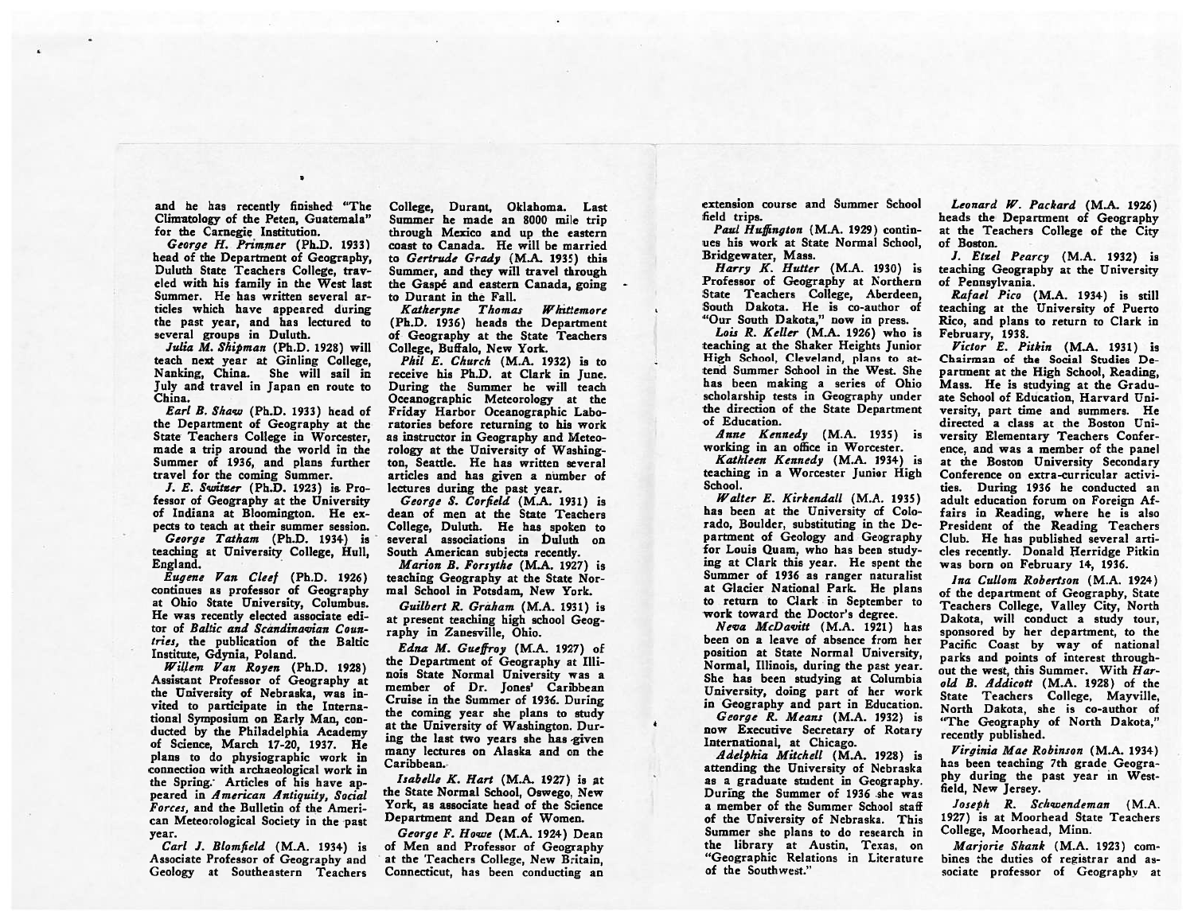and he has recently finished "The Climatology of the Peten, Guatemala" for the Carnegie Institution.

*George H. Primmer* (Ph.D. 1933) head of the Department of Geography, Duluth State Teachers College, traveled with his family in the West last Summer. He has written several articles which have appeared during the past year, and has lectured to several groups in Duluth.

*Julia M. Shipman* (Ph.D. 1928) will teach next year at Ginling College, Nanking, China. She will sail in July and travel in Japan en route to China.

*Earl B. Shaw* (Ph.D. 1933) head of the Department of Geography at the State Teachers College in Worcester, made a trip around the world in the Summer of 1936, and plans further travel for the coming Summer.

*J. E. Switzer* (Ph.D. 1923) is Professor of Geography at the University of Indiana at Bloomington. He expects to teach at their summer session.

*George Tatham* (Ph.D. 1934) is teaching at University College, Hull, England.

*Eugene Van Cleef* (Ph.D. 1926) continues as professor of Geography at Ohio State University, Columbus. He was recently elected associate editor of *Baltic and Scandinavian Countries*, the publication of the Baltic Institute, Gdynia, Poland.

*Willem Van Royen* (Ph.D. 1928) Assistant Professor of Geography at the University of Nebraska, was invited to participate in the International Symposium on Early Man, conducted by the Philadelphia Academy of Science, March 17-20, 1937. He plans to do physiographic work in connection with archaeological work in the Spring. Articles of his have appeared in *American Antiquity, Social Forces*, and the Bulletin of the American Meteorological Society in the past year.

*Carl J. Blomfield* (M.A. 1934) is Associate Professor of Geography and Geology at Southeastern Teachers College, Durant, Oklahoma. Last Summer he made an 8000 mile trip through Mexico and up the eastern coast to Canada. He will be married to *Gertrude Grady* (M.A. 1935) this Summer, and they will travel through the Gaspé and eastern Canada, going to Durant in the Fall.

*Katheryne Thomas Whittemore* (Ph.D. 1936) heads the Department of Geography at the State Teachers College, Buffalo, New York.

*Phil E. Church* (M.A. 1932) is to receive his Ph.D. at Clark in June. During the Summer he will teach Oceanographic Meteorology at the Friday Harbor Oceanographic Laboratories before returning to his work as instructor in Geography and Meteorology at the University of Washington, Seattle. He has written several articles and has given a number of lectures during the past year.

*George S. Corfield* (M.A. 1931) is dean of men at the State Teachers College, Duluth. He has spoken to several associations in Duluth on South American subjects recently.

*Marion B. Forsythe* (M.A. 1927) is teaching Geography at the State Normal School in Potsdam, New York.

*Guilbert R. Graham* (M.A. 1931) is at present teaching high school Geography in Zanesville, Ohio.

*Edna M. Gueffroy* (M.A. 1927) of the Department of Geography at Illinois State Normal University was a member of Dr. Jones' Caribbean Cruise in the Summer of 1936. During the coming year she plans to study at the University of Washington. During the last two years she has given many lectures on Alaska and on the Caribbean.

*Isabelle K. Hart* (M.A. 1927) is at the State Normal School, Oswego, New York, as associate head of the Science Department and Dean of Women.

*George F. Howe* (M.A. 1924) Dean of Men and Professor of Geography at the Teachers College, New Britain, Connecticut, has been conducting an extension course and Summer School field trips.

*Paul Huffington* (M.A. 1929) continues his work at State Normal School, Bridgewater, Mass.

*Harry K. Hutter* (M.A. 1930) is Professor of Geography at Northern State Teachers College, Aberdeen, South Dakota. He is co-author of "Our South Dakota," now in press.

*Lois R. Keller* (M.A. 1926) who is teaching at the Shaker Heights Junior High School, Cleveland, plans to attend Summer School in the West. She has been making a series of Ohio scholarship tests in Geography under the direction of the State Department of Education.

*Anne Kennedy* (M.A. 1935) is working in an office in Worcester.

*Kathleen Kennedy* (M.A. 1934) is teaching in a Worcester Junior High School.

*Walter E. Kirkendall* (M.A. 1935) has been at the University of Colorado, Boulder, substituting in the Department of Geology and Geography for Louis Quam, who has been studying at Clark this year. He spent the Summer of 1936 as ranger naturalist at Glacier National Park. He plans to return to Clark in September to work toward the Doctor's degree.

*Neva McDavitt* (M.A. 1921) has been on a leave of absence from her position at State Normal University, Normal, Illinois, during the past year. She has been studying at Columbia University, doing part of her work in Geography and part in Education.

*George R. Means* (M.A. 1932) is now Executive Secretary of Rotary International, at Chicago.

*Adelphia Mitchell* (M.A. 1928) is attending the University of Nebraska as a graduate student in Geography. During the Summer of 1936 she was a member of the Summer School staff of the University of Nebraska. This Summer she plans to do research in the library at Austin, Texas, on "Geographic Relations in Literature of the Southwest."

*Leonard W. Packard* (M.A. 1926) heads the Department of Geography at the Teachers College of the City of Boston.

*J. Etzel Pearcy* (M.A. 1932) is teaching Geography at the University of Pennsylvania.

*Rafael Pico* (M.A. 1934) is still teaching at the University of Puerto Rico, and plans to return to Clark in February, 1938.

*Victor E. Pitkin* (M.A. 1931) is Chairman of the Social Studies Department at the High School, Reading, Mass. He is studying at the Graduate School of Education, Harvard University, part time and summers. He directed a class at the Boston University Elementary Teachers Conference, and was a member of the panel at the Boston University Secondary Conference on extra-curricular activities. During 1936 he conducted an adult education forum on Foreign Affairs in Reading, where he is also President of the Reading Teachers Club. He has published several articles recently. Donald Herridge Pitkin was born on February 14, 1936.

*Ina Cullom Robertson* (M.A. 1924) of the department of Geography, State Teachers College, Valley City, North Dakota, will conduct a study tour, sponsored by her department, to the Pacific Coast by way of national parks and points of interest throughout the west, this Summer. With *Harold B. Addicott* (M.A. 1928) of the State Teachers College, Mayville, North Dakota, she is co-author of "The Geography of North Dakota," recently published.

*Virginia Mae Robinson* (M.A. 1934) has been teaching 7th grade Geography during the past year in Westfield, New Jersey.

*Joseph R. Schwendeman* (M.A. 1927) is at Moorhead State Teachers College, Moorhead, Minn.

*Marjorie Shank* (M.A. 1923) combines the duties of registrar and associate professor of Geography at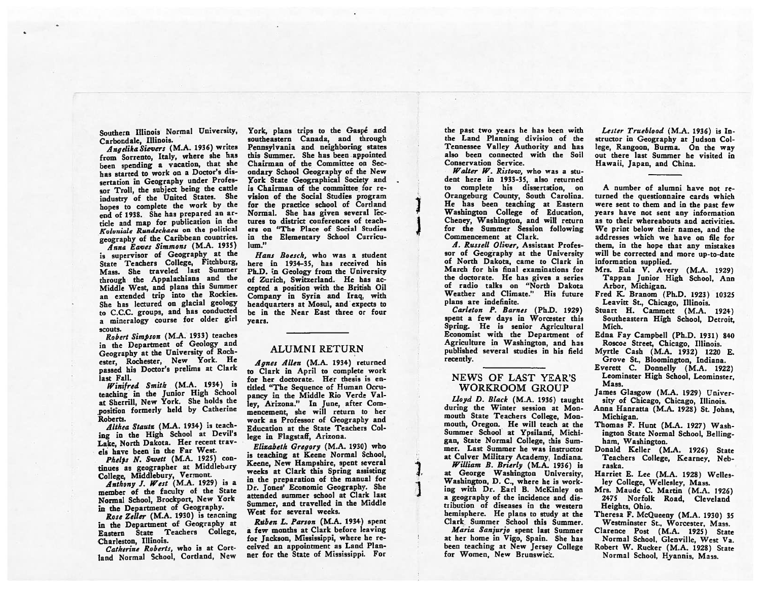Southern Illinois Normal University, Carbondale, Illinois.

*Angelika Sievers* (M.A. 1936) writes from Sorrento, Italy, where she has been spending a vacation, that she has started to work on a Doctor's dissertation in Geography under Professor Troll, the subject being the cattle industry of the United States. She hopes to complete the work by the end of 1938. She has prepared an article and map for publication in the *Koloniale Rundschaeu* on the political geography of the Caribbean countries.

*Anna Eaves Simmons* (M.A. 1935) is supervisor of Geography at the State Teachers College, Fitchburg, Mass. She traveled last Summer through the Appalachians and the Middle West, and plans this Summer an extended trip into the Rockies. She has lectured on glacial geology to C.C.C. groups, and has conducted a mineralogy course for older girl scouts.

*Robert Simpson* (M.A. 1933) teaches in the Department of Geology and Geography at the University of Rochester, Rochester, New York. He passed his Doctor's prelims at Clark last Fall.

*Winifred Smith* (M.A. 1934) is teaching in the Junior High School at Sherrill, New York. She holds the position formerly held by Catherine Roberts.

*Althea Stautz* (M.A. 1934) is teaching in the High School at Devil's Lake, North Dakota. Her recent travels have been in the Far West.

*Phelps N. Swett* (M.A. 1925) continues as geographer at Middlebury College, Middlebury, Vermont.

*Anthony J. West* (M.A. 1929) is a member of the faculty of the State Normal School, Brockport, New York in the Department of Geography.

*Rose Zeller* (M.A. 1930) is teaching in the Department of Geography at Eastern State Teachers College, Charleston, Illinois.

*Catherine Roberts*, who is at Cortland Normal School, Cortland, New York, plans trips to the Gaspé and southeastern Canada, and through Pennsylvania and neighboring states this Summer. She has been appointed Chairman of the Committee on Secondary School Geography of the New York State Geographical Society and is Chairman of the committee for revision of the Social Studies program for the practice school of Cortland Normal. She has given several lectures to district conferences of teachers on "The Place of Social Studies in the Elementary School Curriculum."

*Hans Boesch*, who was a student here in 1934-35, has received his Ph.D. in Geology from the University of Zurich, Switzerland. He has accepted a position with the British Oil Company in Syria and Iraq, with headquarters at Mosul, and expects to be in the Near East three or four years.

## ALUMNI RETURN

*Agnes Allen* (M.A. 1934) returned to Clark in April to complete work for her doctorate. Her thesis is entitled "The Sequence of Human Occupancy in the Middle Rio Verde Valley, Arizona." In June, after Commencement, she will return to her work as Professor of Geography and Education at the State Teachers College in Flagstaff, Arizona.

*Elizabeth Gregory* (M.A. 1930) who is teaching at Keene Normal School, Keene, New Hampshire, spent several weeks at Clark this Spring assisting in the preparation of the manual for Dr. Jones' Economic Geography. She attended summer school at Clark last Summer, and travelled in the Middle West for several weeks.

*Ruben L. Parson* (M.A. 1934) spent a few months at Clark before leaving for Jackson, Mississippi, where he received an appointment as Land Planner for the State of Mississippi. For the past two years he has been with the Land Planning division of the Tennessee Valley Authority and has also been connected with the Soil Conservation Service.

*Walter W. Ristow*, who was a student here in 1933-35, also returned to complete his dissertation, on Orangeburg County, South Carolina. He has been teaching at Eastern Washington College of Education, Cheney, Washington, and will return for the Summer Session following Commencement at Clark.

*A. Russell Oliver*, Assistant Professor of Geography at the University of North Dakota, came to Clark in March for his final examinations for the doctorate. He has given a series of radio talks on "North Dakota Weather and Climate." His future plans are indefinite.

*Carleton P. Barnes* (Ph.D. 1929) spent a few days in Worcester this Spring. He is senior Agricultural Economist with the Department of Agriculture in Washington, and has published several studies in his field recently.

## NEWS OF LAST YEAR'S WORKROOM GROUP

*Lloyd D. Black* (M.A. 1936) taught during the Winter session at Monmouth State Teachers College, Monmouth, Oregon. He will teach at the Summer School at Ypsilanti, Michigan, State Normal College, this Summer. Last Summer he was instructor at Culver Military Academy, Indiana.

*William B. Brierly* (M.A. 1936) is at George Washington University, Washington, D. C., where he is working with Dr. Earl B. McKinley on a geography of the incidence and distribution of diseases in the western hemisphere. He plans to study at the Clark Summer School this Summer.

*Maria Sanjurjo* spent last Summer at her home in Vigo, Spain. She has been teaching at New Jersey College for Women, New Brunswick.

*Lester Trueblood* (M.A. 1936) is Instructor in Geography at Judson College, Rangoon, Burma. On the way out there last Summer he visited in Hawaii, Japan, and China.

---

A number of alumni have not returned the questionnaire cards which were sent to them and in the past few years have not sent any information as to their whereabouts and activities. We print below their names, and the addresses which we have on file for them, in the hope that any mistakes will be corrected and more up-to-date information supplied.

- Mrs. Eula V. Avery (M.A. 1929) Tappan Junior High School, Ann Arbor, Michigan.
- Fred K. Branom (Ph.D. 1923) 10325 Leavitt St., Chicago, Illinois.
- Stuart H. Cammett (M.A. 1924) Southeastern High School, Detroit, Mich.
- Edna Fay Campbell (Ph.D. 1931) 840 Roscoe Street, Chicago, Illinois.
- Myrtle Cash (M.A. 1932) 1220 E. Grove St., Bloomington, Indiana.
- Everett C. Donnelly (M.A. 1922) Leominster High School, Leominster, Mass.
- James Glasgow (M.A. 1929) University of Chicago, Chicago, Illinois.
- Anna Hanratta (M.A. 1928) St. Johns, Michigan.
- Thomas F. Hunt (M.A. 1927) Washington State Normal School, Bellingham, Washington.
- Donald Keller (M.A. 1926) State Teachers College, Kearney, Nebraska.
- Harriet E. Lee (M.A. 1928) Wellesley College, Wellesley, Mass.
- Mrs. Maude C. Martin (M.A. 1926) 2475 Norfolk Road, Cleveland Heights, Ohio.
- Theresa F. McQueeny (M.A. 1930) 35 Westminster St., Worcester, Mass.
- Clarence Post (M.A. 1925) State Normal School, Glenville, West Va.
- Robert W. Rucker (M.A. 1928) State Normal School, Hyannis, Mass.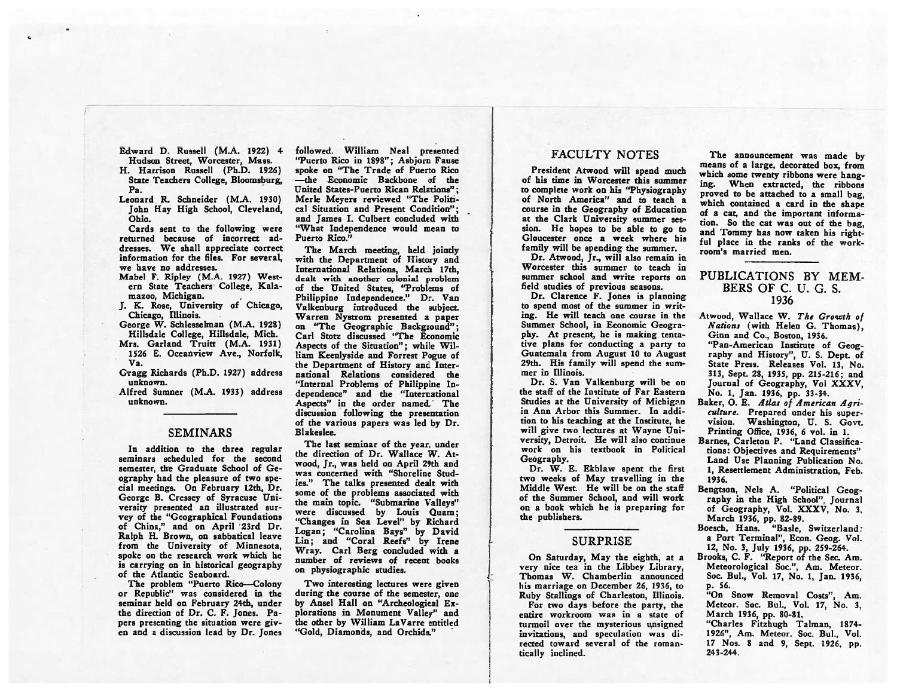Edward D. Russell (M.A. 1922) 4 Hudson Street, Worcester, Mass.

H. Harrison Russell (Ph.D. 1926) State Teachers College, Bloomsburg, Pa.

Leonard R. Schneider (M.A. 1930) John Hay High School, Cleveland, Ohio.

Cards sent to the following were returned because of incorrect addresses. We shall appreciate correct information for the files. For several, we have no addresses.

Mabel F. Ripley (M.A. 1927) Western State Teachers College, Kalamazoo, Michigan.

J. K. Rose, University of Chicago, Chicago, Illinois.

George W. Schlesselman (M.A. 1928) Hillsdale College, Hillsdale, Mich.

Mrs. Garland Truitt (M.A. 1931) 1526 E. Oceanview Ave., Norfolk, Va.

Gragg Richards (Ph.D. 1927) address unknown.

Alfred Sumner (M.A. 1933) address unknown.

## SEMINARS

In addition to the three regular seminars scheduled for the second semester, the Graduate School of Geography had the pleasure of two special meetings. On February 12th, Dr. George B. Cressey of Syracuse University presented an illustrated survey of the "Geographical Foundations of China," and on April 23rd Dr. Ralph H. Brown, on sabbatical leave from the University of Minnesota, spoke on the research work which he is carrying on in historical geography of the Atlantic Seaboard.

The problem "Puerto Rico—Colony or Republic" was considered in the seminar held on February 24th, under the direction of Dr. C. F. Jones. Papers presenting the situation were given and a discussion lead by Dr. Jones followed. William Neal presented "Puerto Rico in 1898"; Asbjorn Fause spoke on "The Trade of Puerto Rico —the Economic Backbone of the United States-Puerto Rican Relations"; Merle Meyers reviewed "The Political Situation and Present Condition"; and James I. Culbert concluded with "What Independence would mean to Puerto Rico."

The March meeting, held jointly with the Department of History and International Relations, March 17th, dealt with another colonial problem of the United States, "Problems of Philippine Independence." Dr. Van Valkenburg introduced the subject. Warren Nystrom presented a paper on "The Geographic Background"; Carl Stotz discussed "The Economic Aspects of the Situation"; while William Keenlyside and Forrest Pogue of the Department of History and International Relations considered the "Internal Problems of Philippine Independence" and the "International Aspects" in the order named. The discussion following the presentation of the various papers was led by Dr. Blakeslee.

The last seminar of the year, under the direction of Dr. Wallace W. Atwood, Jr., was held on April 29th and was concerned with "Shoreline Studies." The talks presented dealt with some of the problems associated with the main topic. "Submarine Valleys" were discussed by Louis Quam; "Changes in Sea Level" by Richard Logan; "Carolina Bays" by David Lin; and "Coral Reefs" by Irene Wray. Carl Berg concluded with a number of reviews of recent books on physiographic studies.

Two interesting lectures were given during the course of the semester, one by Ansel Hall on "Archeological Explorations in Monument Valley" and the other by William LaVarre entitled "Gold, Diamonds, and Orchids."

## FACULTY NOTES

President Atwood will spend much of his time in Worcester this summer to complete work on his "Physiography of North America" and to teach a course in the Geography of Education at the Clark University summer session. He hopes to be able to go to Gloucester once a week where his family will be spending the summer.

Dr. Atwood, Jr., will also remain in Worcester this summer to teach in summer school and write reports on field studies of previous seasons.

Dr. Clarence F. Jones is planning to spend most of the summer in writing. He will teach one course in the Summer School, in Economic Geography. At present, he is making tentative plans for conducting a party to Guatemala from August 10 to August 29th. His family will spend the summer in Illinois.

Dr. S. Van Valkenburg will be on the staff of the Institute of Far Eastern Studies at the University of Michigan in Ann Arbor this Summer. In addition to his teaching at the Institute, he will give two lectures at Wayne University, Detroit. He will also continue work on his textbook in Political Geography.

Dr. W. E. Ekblaw spent the first two weeks of May travelling in the Middle West. He will be on the staff of the Summer School, and will work on a book which he is preparing for the publishers.

## SURPRISE

On Saturday, May the eighth, at a very nice tea in the Libbey Library, Thomas W. Chamberlin announced his marriage on December 26, 1936, to Ruby Stallings of Charleston, Illinois.

For two days before the party, the entire workroom was in a state of turmoil over the mysterious unsigned invitations, and speculation was directed toward several of the romantically inclined.

The announcement was made by means of a large, decorated box, from which some twenty ribbons were hanging. When extracted, the ribbons proved to be attached to a small bag, which contained a card in the shape of a cat, and the important information. So the cat was out of the bag, and Tommy has now taken his rightful place in the ranks of the workroom's married men.

## PUBLICATIONS BY MEMBERS OF C. U. G. S. 1936

Atwood, Wallace W. *The Growth of Nations* (with Helen G. Thomas), Ginn and Co., Boston, 1936.

"Pan-American Institute of Geography and History", U. S. Dept. of State Press. Releases Vol. 13, No. 313, Sept. 28, 1935, pp. 215-216; and Journal of Geography, Vol XXXV, No. 1, Jan. 1936, pp. 33-34.

Baker, O. E. *Atlas of American Agriculture.* Prepared under his supervision. Washington, U. S. Govt. Printing Office, 1936, 6 vol. in 1.

Barnes, Carleton P. "Land Classifications: Objectives and Requirements" Land Use Planning Publication No. 1, Resettlement Administration, Feb. 1936.

Bengtson, Nels A. "Political Geography in the High School", Journal of Geography, Vol. XXXV, No. 3, March 1936, pp. 82-89.

Boesch, Hans. "Basle, Switzerland: a Port Terminal", Econ. Geog. Vol. 12, No. 3, July 1936, pp. 259-264.

Brooks, C. F. "Report of the Sec. Am. Meteorological Soc.", Am. Meteor. Soc. Bul., Vol. 17, No. 1, Jan. 1936, p. 56.

"On Snow Removal Costs", Am. Meteor. Soc. Bul., Vol. 17, No. 3, March 1936, pp. 80-81.

"Charles Fitzhugh Talman, 1874-1926", Am. Meteor. Soc. Bul., Vol. 17 Nos. 8 and 9, Sept. 1926, pp. 243-244.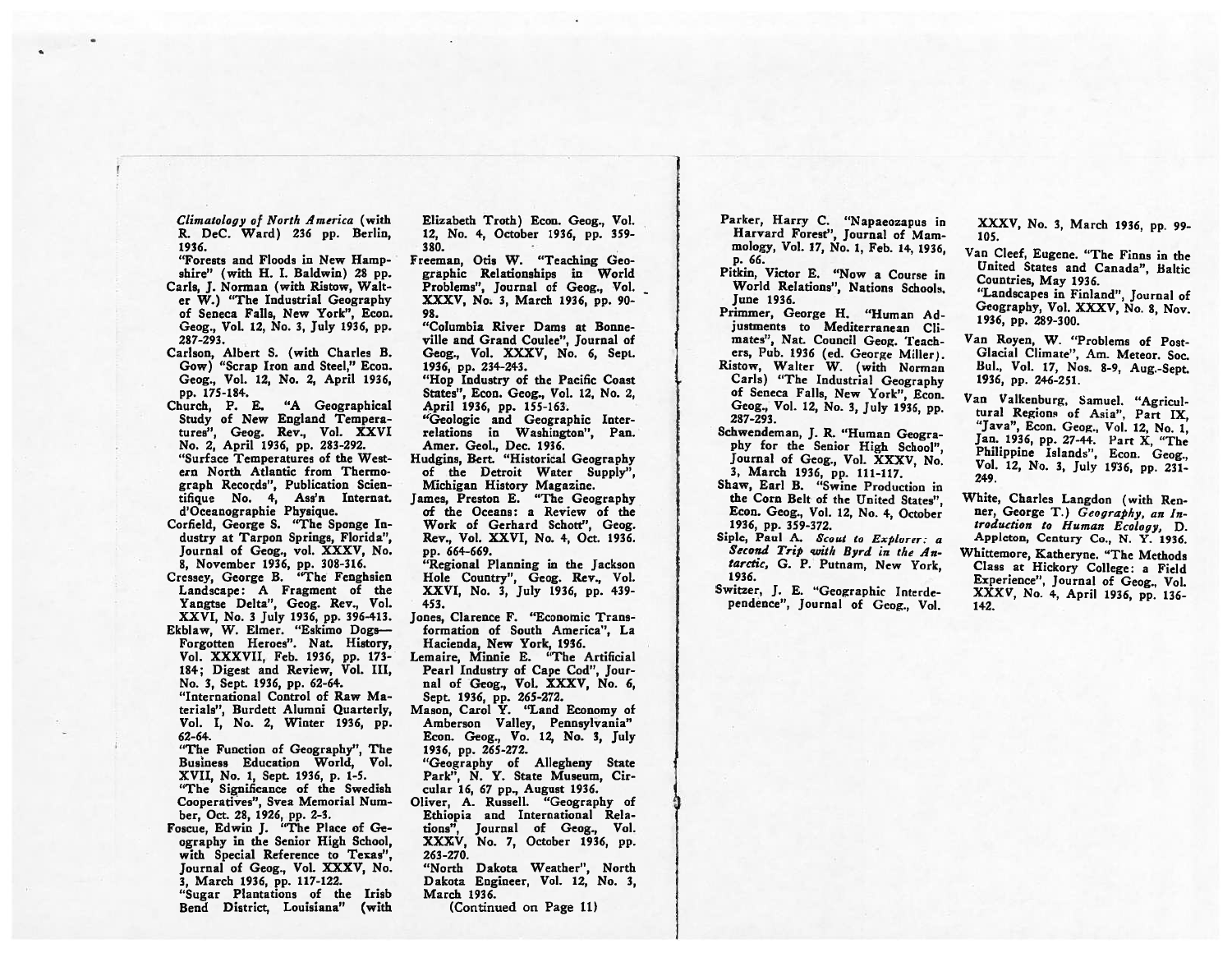*Climatology of North America* (with R. DeC. Ward) 236 pp. Berlin, 1936.

"Forests and Floods in New Hampshire" (with H. I. Baldwin) 28 pp.

Carls, J. Norman (with Ristow, Walter W.) "The Industrial Geography of Seneca Falls, New York", Econ. Geog., Vol. 12, No. 3, July 1936, pp. 287-293.

Carlson, Albert S. (with Charles B. Gow) "Scrap Iron and Steel," Econ. Geog., Vol. 12, No. 2, April 1936, pp. 175-184.

Church, P. E. "A Geographical Study of New England Temperatures", Geog. Rev., Vol. XXVI No. 2, April 1936, pp. 283-292.

"Surface Temperatures of the Western North Atlantic from Thermograph Records", Publication Scientifique No. 4, Ass'n Internat. d'Oceanographie Physique.

Corfield, George S. "The Sponge Industry at Tarpon Springs, Florida", Journal of Geog., vol. XXXV, No. 8, November 1936, pp. 308-316.

Cressey, George B. "The Fenghsien Landscape: A Fragment of the Yangtse Delta", Geog. Rev., Vol. XXVI, No. 3 July 1936, pp. 396-413.

Ekblaw, W. Elmer. "Eskimo Dogs—Forgotten Heroes". Nat. History, Vol. XXXVII, Feb. 1936, pp. 173-184; Digest and Review, Vol. III, No. 3, Sept. 1936, pp. 62-64.

"International Control of Raw Materials", Burdett Alumni Quarterly, Vol. I, No. 2, Winter 1936, pp. 62-64.

"The Function of Geography", The Business Education World, Vol. XVII, No. 1, Sept. 1936, p. 1-5.

"The Significance of the Swedish Cooperatives", Svea Memorial Number, Oct. 28, 1926, pp. 2-3.

Foscue, Edwin J. "The Place of Geography in the Senior High School, with Special Reference to Texas", Journal of Geog., Vol. XXXV, No. 3, March 1936, pp. 117-122.

"Sugar Plantations of the Irish Bend District, Louisiana" (with Elizabeth Troth) Econ. Geog., Vol. 12, No. 4, October 1936, pp. 359-380.

Freeman, Otis W. "Teaching Geographic Relationships in World Problems", Journal of Geog., Vol. XXXV, No. 3, March 1936, pp. 90-98.

"Columbia River Dams at Bonneville and Grand Coulee", Journal of Geog., Vol. XXXV, No. 6, Sept. 1936, pp. 234-243.

"Hop Industry of the Pacific Coast States", Econ. Geog., Vol. 12, No. 2, April 1936, pp. 155-163.

"Geologic and Geographic Interrelations in Washington", Pan. Amer. Geol., Dec. 1936.

Hudgins, Bert. "Historical Geography of the Detroit Water Supply", Michigan History Magazine.

James, Preston E. "The Geography of the Oceans: a Review of the Work of Gerhard Schott", Geog. Rev., Vol. XXVI, No. 4, Oct. 1936. pp. 664-669.

"Regional Planning in the Jackson Hole Country", Geog. Rev., Vol. XXVI, No. 3, July 1936, pp. 439-453.

Jones, Clarence F. "Economic Transformation of South America", La Hacienda, New York, 1936.

Lemaire, Minnie E. "The Artificial Pearl Industry of Cape Cod", Journal of Geog., Vol. XXXV, No. 6, Sept. 1936, pp. 265-272.

Mason, Carol Y. "Land Economy of Amberson Valley, Pennsylvania" Econ. Geog., Vo. 12, No. 3, July 1936, pp. 265-272.

"Geography of Allegheny State Park", N. Y. State Museum, Circular 16, 67 pp., August 1936.

Oliver, A. Russell. "Geography of Ethiopia and International Relations", Journal of Geog., Vol. XXXV, No. 7, October 1936, pp. 263-270.

"North Dakota Weather", North Dakota Engineer, Vol. 12, No. 3, March 1936.

(Continued on Page 11)

Parker, Harry C. "Napaeozapus in Harvard Forest", Journal of Mammology, Vol. 17, No. 1, Feb. 14, 1936, p. 66.

Pitkin, Victor E. "Now a Course in World Relations", Nations Schools, June 1936.

Primmer, George H. "Human Adjustments to Mediterranean Climates", Nat. Council Geog. Teachers, Pub. 1936 (ed. George Miller).

Ristow, Walter W. (with Norman Carls) "The Industrial Geography of Seneca Falls, New York", Econ. Geog., Vol. 12, No. 3, July 1936, pp. 287-293.

Schwendeman, J. R. "Human Geography for the Senior High School", Journal of Geog., Vol. XXXV, No. 3, March 1936, pp. 111-117.

Shaw, Earl B. "Swine Production in the Corn Belt of the United States", Econ. Geog., Vol. 12, No. 4, October 1936, pp. 359-372.

Siple, Paul A. *Scout to Explorer: a Second Trip with Byrd in the Antarctic*, G. P. Putnam, New York, 1936.

Switzer, J. E. "Geographic Interdependence", Journal of Geog., Vol. XXXV, No. 3, March 1936, pp. 99-105.

Van Cleef, Eugene. "The Finns in the United States and Canada", Baltic Countries, May 1936.

"Landscapes in Finland", Journal of Geography, Vol. XXXV, No. 8, Nov. 1936, pp. 289-300.

Van Royen, W. "Problems of Post-Glacial Climate", Am. Meteor. Soc. Bul., Vol. 17, Nos. 8-9, Aug.-Sept. 1936, pp. 246-251.

Van Valkenburg, Samuel. "Agricultural Regions of Asia", Part IX, "Java", Econ. Geog., Vol. 12, No. 1, Jan. 1936, pp. 27-44. Part X, "The Philippine Islands", Econ. Geog., Vol. 12, No. 3, July 1936, pp. 231-249.

White, Charles Langdon (with Renner, George T.) *Geography, an Introduction to Human Ecology*, D. Appleton, Century Co., N. Y. 1936.

Whittemore, Katheryne. "The Methods Class at Hickory College: a Field Experience", Journal of Geog., Vol. XXXV, No. 4, April 1936, pp. 136-142.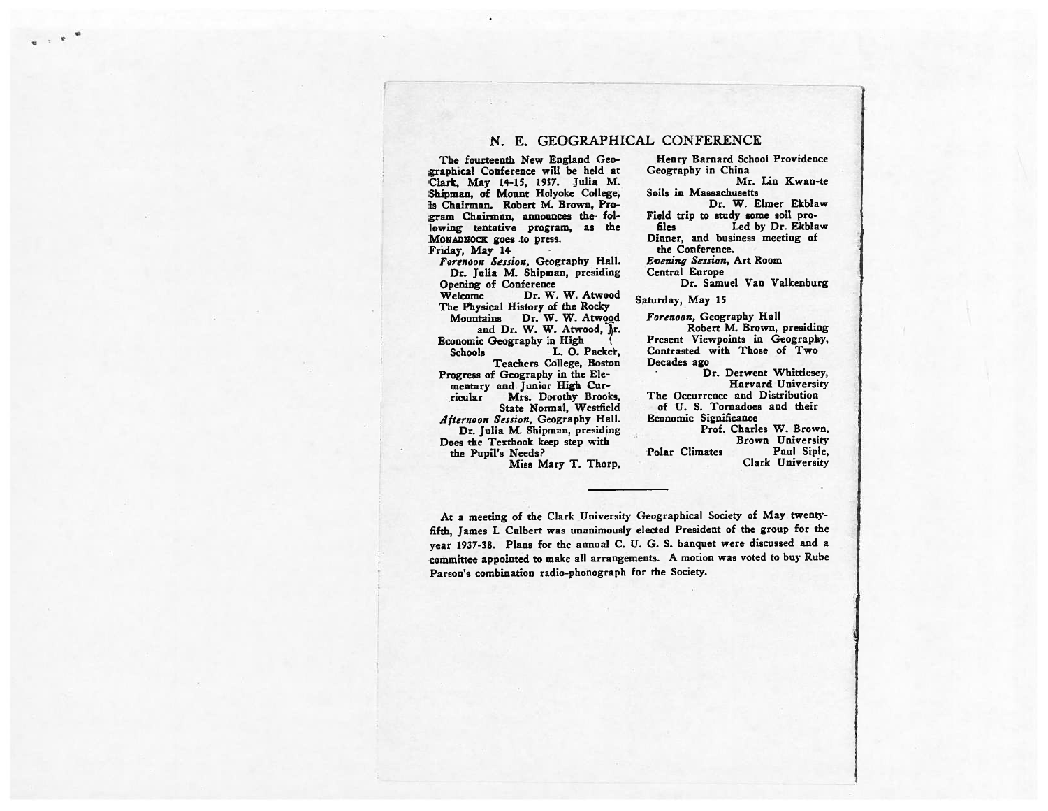## N. E. GEOGRAPHICAL CONFERENCE

The fourteenth New England Geographical Conference will be held at Clark, May 14-15, 1937. Julia M. Shipman, of Mount Holyoke College, is Chairman. Robert M. Brown, Program Chairman, announces the following tentative program, as the MONADNOCK goes to press.

Friday, May 14

*Forenoon Session,* Geography Hall.
Dr. Julia M. Shipman, presiding

Opening of Conference

Welcome — Dr. W. W. Atwood

The Physical History of the Rocky Mountains — Dr. W. W. Atwood and Dr. W. W. Atwood, Jr.

Economic Geography in High Schools — L. O. Packer, Teachers College, Boston

Progress of Geography in the Elementary and Junior High Curricular — Mrs. Dorothy Brooks, State Normal, Westfield

*Afternoon Session,* Geography Hall.
Dr. Julia M. Shipman, presiding

Does the Textbook keep step with the Pupil's Needs? — Miss Mary T. Thorp, Henry Barnard School Providence

Geography in China — Mr. Lin Kwan-te

Soils in Massachusetts — Dr. W. Elmer Ekblaw

Field trip to study some soil profiles — Led by Dr. Ekblaw

Dinner, and business meeting of the Conference.

*Evening Session,* Art Room

Central Europe — Dr. Samuel Van Valkenburg

Saturday, May 15

*Forenoon,* Geography Hall
Robert M. Brown, presiding

Present Viewpoints in Geography, Contrasted with Those of Two Decades ago — Dr. Derwent Whittlesey, Harvard University

The Occurrence and Distribution of U. S. Tornadoes and their Economic Significance — Prof. Charles W. Brown, Brown University

Polar Climates — Paul Siple, Clark University

---

At a meeting of the Clark University Geographical Society of May twenty-fifth, James I. Culbert was unanimously elected President of the group for the year 1937-38. Plans for the annual C. U. G. S. banquet were discussed and a committee appointed to make all arrangements. A motion was voted to buy Rube Parson's combination radio-phonograph for the Society.